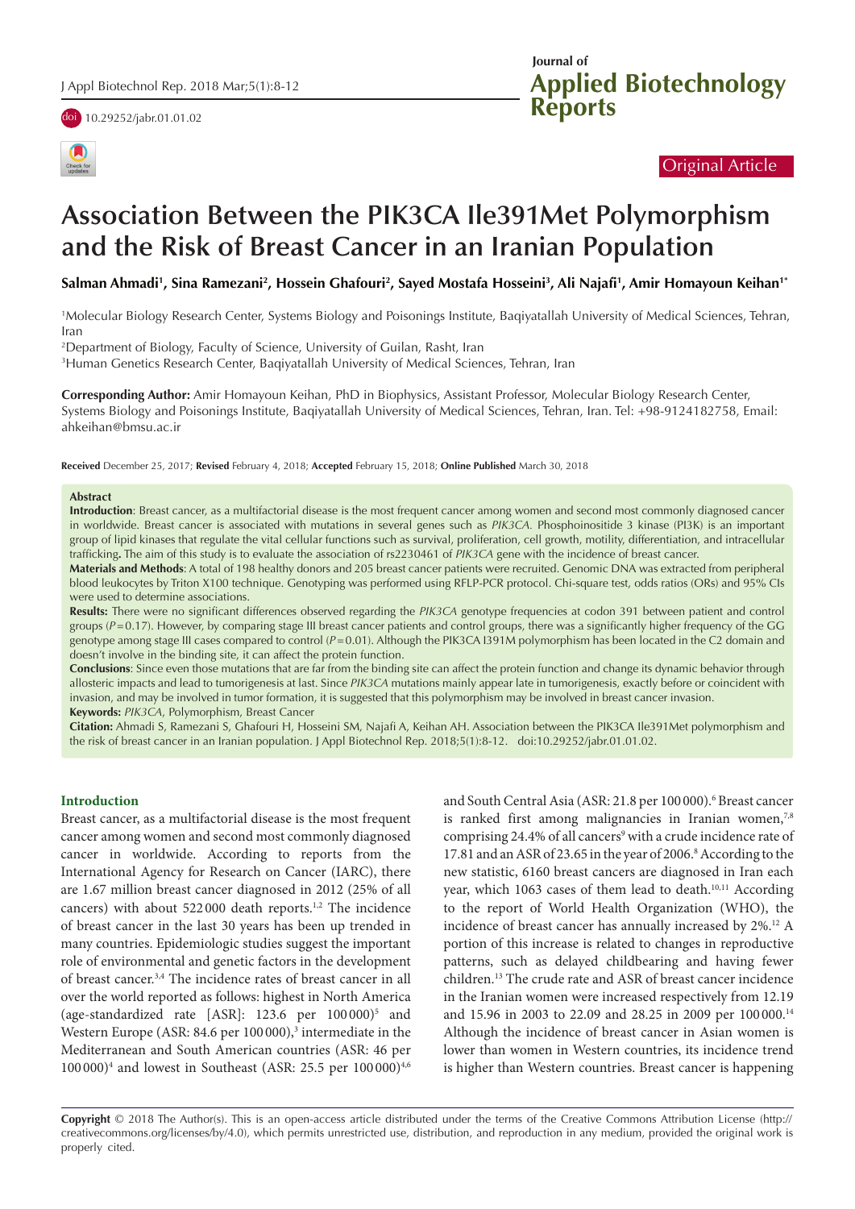Original Article

# Association Between the PIK3CA Ile391Met Polymorphism and the Risk of Breast Cancer in an Iranian Population

**Salman Ahmadi[1], Sina Ramezani[2], Hossein Ghafouri[2], Sayed Mostafa Hosseini[3], Ali Najafi[1], Amir Homayoun Keihan[1*]**

[1]Molecular Biology Research Center, Systems Biology and Poisonings Institute, Baqiyatallah University of Medical Sciences, Tehran, Iran

[2]Department of Biology, Faculty of Science, University of Guilan, Rasht, Iran

[3]Human Genetics Research Center, Baqiyatallah University of Medical Sciences, Tehran, Iran

**Corresponding Author:** Amir Homayoun Keihan, PhD in Biophysics, Assistant Professor, Molecular Biology Research Center, Systems Biology and Poisonings Institute, Baqiyatallah University of Medical Sciences, Tehran, Iran. Tel: +98-9124182758, Email: ahkeihan@bmsu.ac.ir

**Received** December 25, 2017; **Revised** February 4, 2018; **Accepted** February 15, 2018; **Online Published** March 30, 2018

## Abstract

**Introduction**: Breast cancer, as a multifactorial disease is the most frequent cancer among women and second most commonly diagnosed cancer in worldwide. Breast cancer is associated with mutations in several genes such as *PIK3CA*. Phosphoinositide 3 kinase (PI3K) is an important group of lipid kinases that regulate the vital cellular functions such as survival, proliferation, cell growth, motility, differentiation, and intracellular trafficking**.** The aim of this study is to evaluate the association of rs2230461 of *PIK3CA* gene with the incidence of breast cancer.

**Materials and Methods**: A total of 198 healthy donors and 205 breast cancer patients were recruited. Genomic DNA was extracted from peripheral blood leukocytes by Triton X100 technique. Genotyping was performed using RFLP-PCR protocol. Chi-square test, odds ratios (ORs) and 95% CIs were used to determine associations.

**Results:** There were no significant differences observed regarding the *PIK3CA* genotype frequencies at codon 391 between patient and control groups ($P=0.17$). However, by comparing stage III breast cancer patients and control groups, there was a significantly higher frequency of the GG genotype among stage III cases compared to control ($P=0.01$). Although the PIK3CA I391M polymorphism has been located in the C2 domain and doesn't involve in the binding site, it can affect the protein function.

**Conclusions**: Since even those mutations that are far from the binding site can affect the protein function and change its dynamic behavior through allosteric impacts and lead to tumorigenesis at last. Since *PIK3CA* mutations mainly appear late in tumorigenesis, exactly before or coincident with invasion, and may be involved in tumor formation, it is suggested that this polymorphism may be involved in breast cancer invasion.

**Keywords:** *PIK3CA*, Polymorphism, Breast Cancer

**Citation:** Ahmadi S, Ramezani S, Ghafouri H, Hosseini SM, Najafi A, Keihan AH. Association between the PIK3CA Ile391Met polymorphism and the risk of breast cancer in an Iranian population. J Appl Biotechnol Rep. 2018;5(1):8-12. doi:10.29252/jabr.01.01.02.

## Introduction

Breast cancer, as a multifactorial disease is the most frequent cancer among women and second most commonly diagnosed cancer in worldwide. According to reports from the International Agency for Research on Cancer (IARC), there are 1.67 million breast cancer diagnosed in 2012 (25% of all cancers) with about 522 000 death reports.[1,2] The incidence of breast cancer in the last 30 years has been up trended in many countries. Epidemiologic studies suggest the important role of environmental and genetic factors in the development of breast cancer.[3,4] The incidence rates of breast cancer in all over the world reported as follows: highest in North America (age-standardized rate [ASR]: 123.6 per 100 000)[5] and Western Europe (ASR: 84.6 per 100 000),[3] intermediate in the Mediterranean and South American countries (ASR: 46 per 100 000)[4] and lowest in Southeast (ASR: 25.5 per 100 000)[4,6] and South Central Asia (ASR: 21.8 per 100 000).[6] Breast cancer is ranked first among malignancies in Iranian women,[7,8] comprising 24.4% of all cancers[9] with a crude incidence rate of 17.81 and an ASR of 23.65 in the year of 2006.[8] According to the new statistic, 6160 breast cancers are diagnosed in Iran each year, which 1063 cases of them lead to death.[10,11] According to the report of World Health Organization (WHO), the incidence of breast cancer has annually increased by 2%.[12] A portion of this increase is related to changes in reproductive patterns, such as delayed childbearing and having fewer children.[13] The crude rate and ASR of breast cancer incidence in the Iranian women were increased respectively from 12.19 and 15.96 in 2003 to 22.09 and 28.25 in 2009 per 100 000.[14] Although the incidence of breast cancer in Asian women is lower than women in Western countries, its incidence trend is higher than Western countries. Breast cancer is happening

**Copyright** © 2018 The Author(s). This is an open-access article distributed under the terms of the Creative Commons Attribution License (http://creativecommons.org/licenses/by/4.0), which permits unrestricted use, distribution, and reproduction in any medium, provided the original work is properly cited.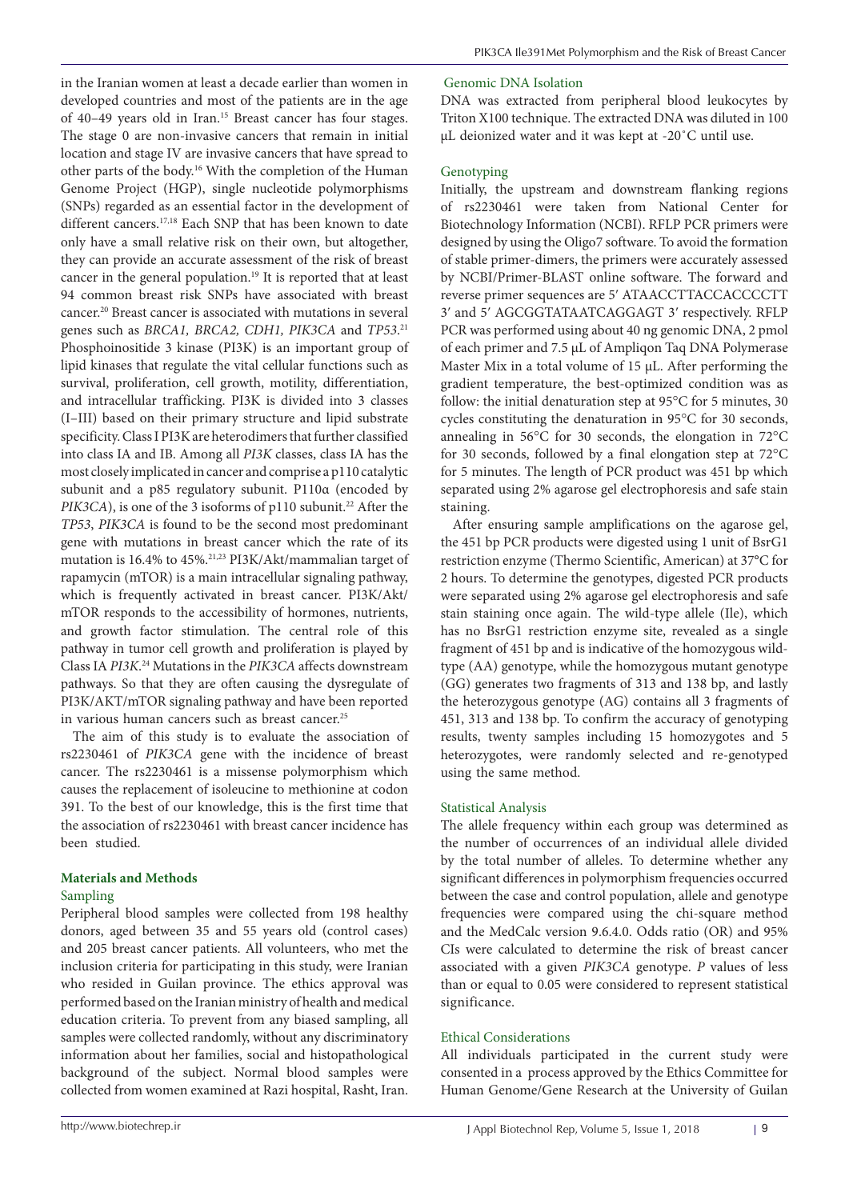in the Iranian women at least a decade earlier than women in developed countries and most of the patients are in the age of 40–49 years old in Iran.[15] Breast cancer has four stages. The stage 0 are non-invasive cancers that remain in initial location and stage IV are invasive cancers that have spread to other parts of the body.[16] With the completion of the Human Genome Project (HGP), single nucleotide polymorphisms (SNPs) regarded as an essential factor in the development of different cancers.[17,18] Each SNP that has been known to date only have a small relative risk on their own, but altogether, they can provide an accurate assessment of the risk of breast cancer in the general population.[19] It is reported that at least 94 common breast risk SNPs have associated with breast cancer.[20] Breast cancer is associated with mutations in several genes such as *BRCA1, BRCA2, CDH1, PIK3CA* and *TP53*.[21] Phosphoinositide 3 kinase (PI3K) is an important group of lipid kinases that regulate the vital cellular functions such as survival, proliferation, cell growth, motility, differentiation, and intracellular trafficking. PI3K is divided into 3 classes (I–III) based on their primary structure and lipid substrate specificity. Class I PI3K are heterodimers that further classified into class IA and IB. Among all *PI3K* classes, class IA has the most closely implicated in cancer and comprise a p110 catalytic subunit and a p85 regulatory subunit. P110α (encoded by *PIK3CA*), is one of the 3 isoforms of p110 subunit.[22] After the *TP53*, *PIK3CA* is found to be the second most predominant gene with mutations in breast cancer which the rate of its mutation is 16.4% to 45%.[21,23] PI3K/Akt/mammalian target of rapamycin (mTOR) is a main intracellular signaling pathway, which is frequently activated in breast cancer. PI3K/Akt/mTOR responds to the accessibility of hormones, nutrients, and growth factor stimulation. The central role of this pathway in tumor cell growth and proliferation is played by Class IA *PI3K*.[24] Mutations in the *PIK3CA* affects downstream pathways. So that they are often causing the dysregulate of PI3K/AKT/mTOR signaling pathway and have been reported in various human cancers such as breast cancer.[25]

The aim of this study is to evaluate the association of rs2230461 of *PIK3CA* gene with the incidence of breast cancer. The rs2230461 is a missense polymorphism which causes the replacement of isoleucine to methionine at codon 391. To the best of our knowledge, this is the first time that the association of rs2230461 with breast cancer incidence has been studied.

## Materials and Methods

### Sampling

Peripheral blood samples were collected from 198 healthy donors, aged between 35 and 55 years old (control cases) and 205 breast cancer patients. All volunteers, who met the inclusion criteria for participating in this study, were Iranian who resided in Guilan province. The ethics approval was performed based on the Iranian ministry of health and medical education criteria. To prevent from any biased sampling, all samples were collected randomly, without any discriminatory information about her families, social and histopathological background of the subject. Normal blood samples were collected from women examined at Razi hospital, Rasht, Iran.

### Genomic DNA Isolation

DNA was extracted from peripheral blood leukocytes by Triton X100 technique. The extracted DNA was diluted in 100 µL deionized water and it was kept at -20˚C until use.

### Genotyping

Initially, the upstream and downstream flanking regions of rs2230461 were taken from National Center for Biotechnology Information (NCBI). RFLP PCR primers were designed by using the Oligo7 software. To avoid the formation of stable primer-dimers, the primers were accurately assessed by NCBI/Primer-BLAST online software. The forward and reverse primer sequences are 5′ ATAACCTTACCACCCCTT 3′ and 5′ AGCGGTATAATCAGGAGT 3′ respectively. RFLP PCR was performed using about 40 ng genomic DNA, 2 pmol of each primer and 7.5 µL of Ampliqon Taq DNA Polymerase Master Mix in a total volume of 15 µL. After performing the gradient temperature, the best-optimized condition was as follow: the initial denaturation step at 95°C for 5 minutes, 30 cycles constituting the denaturation in 95°C for 30 seconds, annealing in 56°C for 30 seconds, the elongation in 72°C for 30 seconds, followed by a final elongation step at 72°C for 5 minutes. The length of PCR product was 451 bp which separated using 2% agarose gel electrophoresis and safe stain staining.

After ensuring sample amplifications on the agarose gel, the 451 bp PCR products were digested using 1 unit of BsrG1 restriction enzyme (Thermo Scientific, American) at 37°C for 2 hours. To determine the genotypes, digested PCR products were separated using 2% agarose gel electrophoresis and safe stain staining once again. The wild-type allele (Ile), which has no BsrG1 restriction enzyme site, revealed as a single fragment of 451 bp and is indicative of the homozygous wild-type (AA) genotype, while the homozygous mutant genotype (GG) generates two fragments of 313 and 138 bp, and lastly the heterozygous genotype (AG) contains all 3 fragments of 451, 313 and 138 bp. To confirm the accuracy of genotyping results, twenty samples including 15 homozygotes and 5 heterozygotes, were randomly selected and re-genotyped using the same method.

### Statistical Analysis

The allele frequency within each group was determined as the number of occurrences of an individual allele divided by the total number of alleles. To determine whether any significant differences in polymorphism frequencies occurred between the case and control population, allele and genotype frequencies were compared using the chi-square method and the MedCalc version 9.6.4.0. Odds ratio (OR) and 95% CIs were calculated to determine the risk of breast cancer associated with a given *PIK3CA* genotype. *P* values of less than or equal to 0.05 were considered to represent statistical significance.

### Ethical Considerations

All individuals participated in the current study were consented in a process approved by the Ethics Committee for Human Genome/Gene Research at the University of Guilan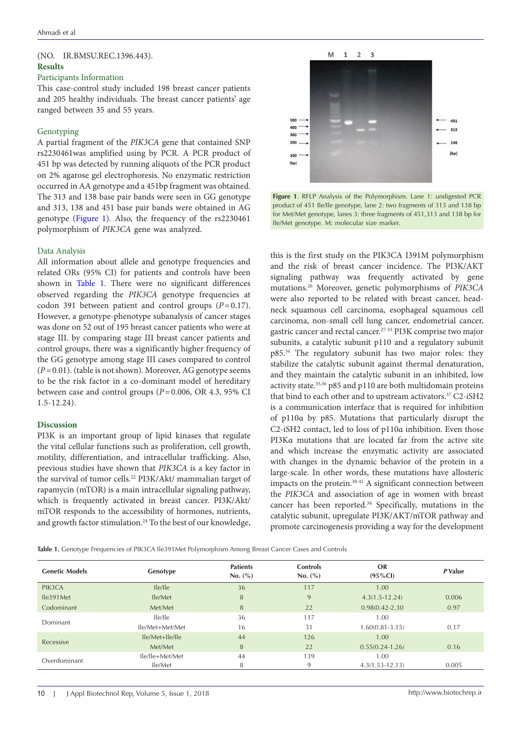(NO. IR.BMSU.REC.1396.443).

## Results

### Participants Information

This case-control study included 198 breast cancer patients and 205 healthy individuals. The breast cancer patients' age ranged between 35 and 55 years.

### Genotyping

A partial fragment of the *PIK3CA* gene that contained SNP rs2230461was amplified using by PCR. A PCR product of 451 bp was detected by running aliquots of the PCR product on 2% agarose gel electrophoresis. No enzymatic restriction occurred in AA genotype and a 451bp fragment was obtained. The 313 and 138 base pair bands were seen in GG genotype and 313, 138 and 451 base pair bands were obtained in AG genotype (Figure 1). Also, the frequency of the rs2230461 polymorphism of *PIK3CA* gene was analyzed.

**Figure 1**. RFLP Analysis of the Polymorphism. Lane 1: undigested PCR product of 451 Ile/Ile genotype, lane 2: two fragments of 313 and 138 bp for Met/Met genotype, lanes 3: three fragments of 451,313 and 138 bp for Ile/Met genotype. M: molecular size marker.

### Data Analysis

All information about allele and genotype frequencies and related ORs (95% CI) for patients and controls have been shown in Table 1. There were no significant differences observed regarding the *PIK3CA* genotype frequencies at codon 391 between patient and control groups ($P=0.17$). However, a genotype-phenotype subanalysis of cancer stages was done on 52 out of 195 breast cancer patients who were at stage III. by comparing stage III breast cancer patients and control groups, there was a significantly higher frequency of the GG genotype among stage III cases compared to control ($P=0.01$). (table is not shown). Moreover, AG genotype seems to be the risk factor in a co-dominant model of hereditary between case and control groups ($P=0.006$, OR 4.3, 95% CI 1.5-12.24).

## Discussion

PI3K is an important group of lipid kinases that regulate the vital cellular functions such as proliferation, cell growth, motility, differentiation, and intracellular trafficking. Also, previous studies have shown that *PIK3CA* is a key factor in the survival of tumor cells.[22] PI3K/Akt/ mammalian target of rapamycin (mTOR) is a main intracellular signaling pathway, which is frequently activated in breast cancer. PI3K/Akt/ mTOR responds to the accessibility of hormones, nutrients, and growth factor stimulation.[24] To the best of our knowledge, this is the first study on the PIK3CA I391M polymorphism and the risk of breast cancer incidence. The PI3K/AKT signaling pathway was frequently activated by gene mutations.[26] Moreover, genetic polymorphisms of *PIK3CA* were also reported to be related with breast cancer, head-neck squamous cell carcinoma, esophageal squamous cell carcinoma, non-small cell lung cancer, endometrial cancer, gastric cancer and rectal cancer.[27-33] PI3K comprise two major subunits, a catalytic subunit p110 and a regulatory subunit p85.[34] The regulatory subunit has two major roles: they stabilize the catalytic subunit against thermal denaturation, and they maintain the catalytic subunit in an inhibited, low activity state.[35,36] p85 and p110 are both multidomain proteins that bind to each other and to upstream activators.[37] C2-iSH2 is a communication interface that is required for inhibition of p110α by p85. Mutations that particularly disrupt the C2-iSH2 contact, led to loss of p110α inhibition. Even those PI3Kα mutations that are located far from the active site and which increase the enzymatic activity are associated with changes in the dynamic behavior of the protein in a large-scale. In other words, these mutations have allosteric impacts on the protein.[38-41] A significant connection between the *PIK3CA* and association of age in women with breast cancer has been reported.[34] Specifically, mutations in the catalytic subunit, upregulate PI3K/AKT/mTOR pathway and promote carcinogenesis providing a way for the development

**Table 1.** Genotype Frequencies of PIK3CA Ile391Met Polymorphism Among Breast Cancer Cases and Controls

| Genetic Models | Genotype | Patients No. (%) | Controls No. (%) | OR (95%CI) | *P* Value |
|---|---|---|---|---|---|
| PIK3CA | Ile/Ile | 36 | 117 | 1.00 | |
| Ile391Met | Ile/Met | 8 | 9 | 4.3(1.5-12.24) | 0.006 |
| Codominant | Met/Met | 8 | 22 | 0.98(0.42-2.30 | 0.97 |
| Dominant | Ile/Ile | 36 | 117 | 1.00 | |
| | Ile/Met+Met/Met | 16 | 31 | 1.60(0.81-3.15) | 0.17 |
| Recessive | Ile/Met+Ile/Ile | 44 | 126 | 1.00 | |
| | Met/Met | 8 | 22 | 0.55(0.24-1.26) | 0.16 |
| Overdominant | Ile/Ile+Met/Met | 44 | 139 | 1.00 | |
| | Ile/Met | 8 | 9 | 4.3(1.53-12.13) | 0.005 |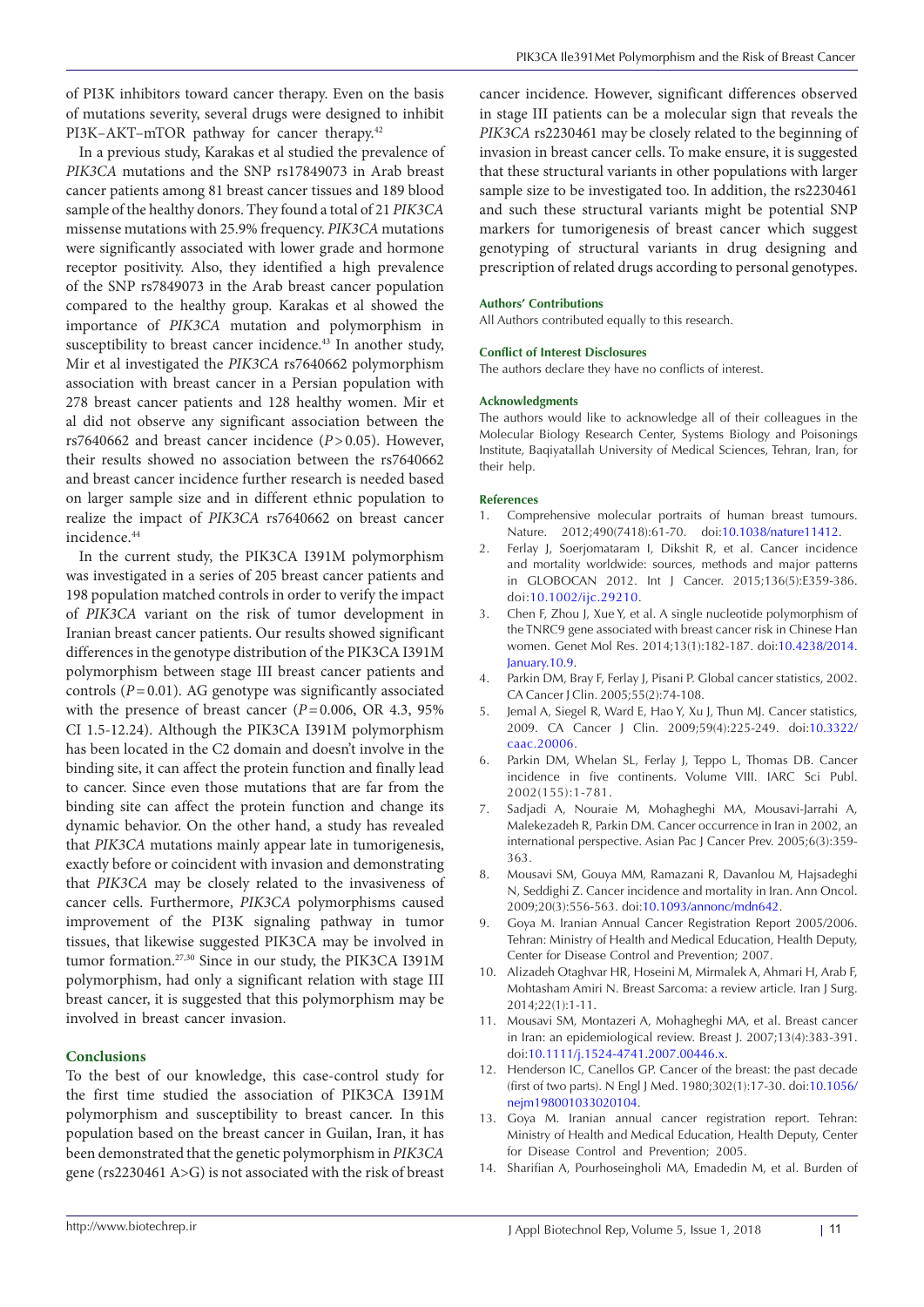of PI3K inhibitors toward cancer therapy. Even on the basis of mutations severity, several drugs were designed to inhibit PI3K–AKT–mTOR pathway for cancer therapy.[42]

In a previous study, Karakas et al studied the prevalence of *PIK3CA* mutations and the SNP rs17849073 in Arab breast cancer patients among 81 breast cancer tissues and 189 blood sample of the healthy donors. They found a total of 21 *PIK3CA* missense mutations with 25.9% frequency. *PIK3CA* mutations were significantly associated with lower grade and hormone receptor positivity. Also, they identified a high prevalence of the SNP rs7849073 in the Arab breast cancer population compared to the healthy group. Karakas et al showed the importance of *PIK3CA* mutation and polymorphism in susceptibility to breast cancer incidence.[43] In another study, Mir et al investigated the *PIK3CA* rs7640662 polymorphism association with breast cancer in a Persian population with 278 breast cancer patients and 128 healthy women. Mir et al did not observe any significant association between the rs7640662 and breast cancer incidence ($P>0.05$). However, their results showed no association between the rs7640662 and breast cancer incidence further research is needed based on larger sample size and in different ethnic population to realize the impact of *PIK3CA* rs7640662 on breast cancer incidence.[44]

In the current study, the PIK3CA I391M polymorphism was investigated in a series of 205 breast cancer patients and 198 population matched controls in order to verify the impact of *PIK3CA* variant on the risk of tumor development in Iranian breast cancer patients. Our results showed significant differences in the genotype distribution of the PIK3CA I391M polymorphism between stage III breast cancer patients and controls ($P=0.01$). AG genotype was significantly associated with the presence of breast cancer ($P=0.006$, OR 4.3, 95% CI 1.5-12.24). Although the PIK3CA I391M polymorphism has been located in the C2 domain and doesn't involve in the binding site, it can affect the protein function and finally lead to cancer. Since even those mutations that are far from the binding site can affect the protein function and change its dynamic behavior. On the other hand, a study has revealed that *PIK3CA* mutations mainly appear late in tumorigenesis, exactly before or coincident with invasion and demonstrating that *PIK3CA* may be closely related to the invasiveness of cancer cells. Furthermore, *PIK3CA* polymorphisms caused improvement of the PI3K signaling pathway in tumor tissues, that likewise suggested PIK3CA may be involved in tumor formation.[27,30] Since in our study, the PIK3CA I391M polymorphism, had only a significant relation with stage III breast cancer, it is suggested that this polymorphism may be involved in breast cancer invasion.

## Conclusions

To the best of our knowledge, this case-control study for the first time studied the association of PIK3CA I391M polymorphism and susceptibility to breast cancer. In this population based on the breast cancer in Guilan, Iran, it has been demonstrated that the genetic polymorphism in *PIK3CA* gene (rs2230461 A>G) is not associated with the risk of breast cancer incidence. However, significant differences observed in stage III patients can be a molecular sign that reveals the *PIK3CA* rs2230461 may be closely related to the beginning of invasion in breast cancer cells. To make ensure, it is suggested that these structural variants in other populations with larger sample size to be investigated too. In addition, the rs2230461 and such these structural variants might be potential SNP markers for tumorigenesis of breast cancer which suggest genotyping of structural variants in drug designing and prescription of related drugs according to personal genotypes.

### Authors' Contributions

All Authors contributed equally to this research.

### Conflict of Interest Disclosures

The authors declare they have no conflicts of interest.

### Acknowledgments

The authors would like to acknowledge all of their colleagues in the Molecular Biology Research Center, Systems Biology and Poisonings Institute, Baqiyatallah University of Medical Sciences, Tehran, Iran, for their help.

### References

1. Comprehensive molecular portraits of human breast tumours. Nature. 2012;490(7418):61-70. doi:10.1038/nature11412.
2. Ferlay J, Soerjomataram I, Dikshit R, et al. Cancer incidence and mortality worldwide: sources, methods and major patterns in GLOBOCAN 2012. Int J Cancer. 2015;136(5):E359-386. doi:10.1002/ijc.29210.
3. Chen F, Zhou J, Xue Y, et al. A single nucleotide polymorphism of the TNRC9 gene associated with breast cancer risk in Chinese Han women. Genet Mol Res. 2014;13(1):182-187. doi:10.4238/2014.January.10.9.
4. Parkin DM, Bray F, Ferlay J, Pisani P. Global cancer statistics, 2002. CA Cancer J Clin. 2005;55(2):74-108.
5. Jemal A, Siegel R, Ward E, Hao Y, Xu J, Thun MJ. Cancer statistics, 2009. CA Cancer J Clin. 2009;59(4):225-249. doi:10.3322/caac.20006.
6. Parkin DM, Whelan SL, Ferlay J, Teppo L, Thomas DB. Cancer incidence in five continents. Volume VIII. IARC Sci Publ. 2002(155):1-781.
7. Sadjadi A, Nouraie M, Mohagheghi MA, Mousavi-Jarrahi A, Malekezadeh R, Parkin DM. Cancer occurrence in Iran in 2002, an international perspective. Asian Pac J Cancer Prev. 2005;6(3):359-363.
8. Mousavi SM, Gouya MM, Ramazani R, Davanlou M, Hajsadeghi N, Seddighi Z. Cancer incidence and mortality in Iran. Ann Oncol. 2009;20(3):556-563. doi:10.1093/annonc/mdn642.
9. Goya M. Iranian Annual Cancer Registration Report 2005/2006. Tehran: Ministry of Health and Medical Education, Health Deputy, Center for Disease Control and Prevention; 2007.
10. Alizadeh Otaghvar HR, Hoseini M, Mirmalek A, Ahmari H, Arab F, Mohtasham Amiri N. Breast Sarcoma: a review article. Iran J Surg. 2014;22(1):1-11.
11. Mousavi SM, Montazeri A, Mohagheghi MA, et al. Breast cancer in Iran: an epidemiological review. Breast J. 2007;13(4):383-391. doi:10.1111/j.1524-4741.2007.00446.x.
12. Henderson IC, Canellos GP. Cancer of the breast: the past decade (first of two parts). N Engl J Med. 1980;302(1):17-30. doi:10.1056/nejm198001033020104.
13. Goya M. Iranian annual cancer registration report. Tehran: Ministry of Health and Medical Education, Health Deputy, Center for Disease Control and Prevention; 2005.
14. Sharifian A, Pourhoseingholi MA, Emadedin M, et al. Burden of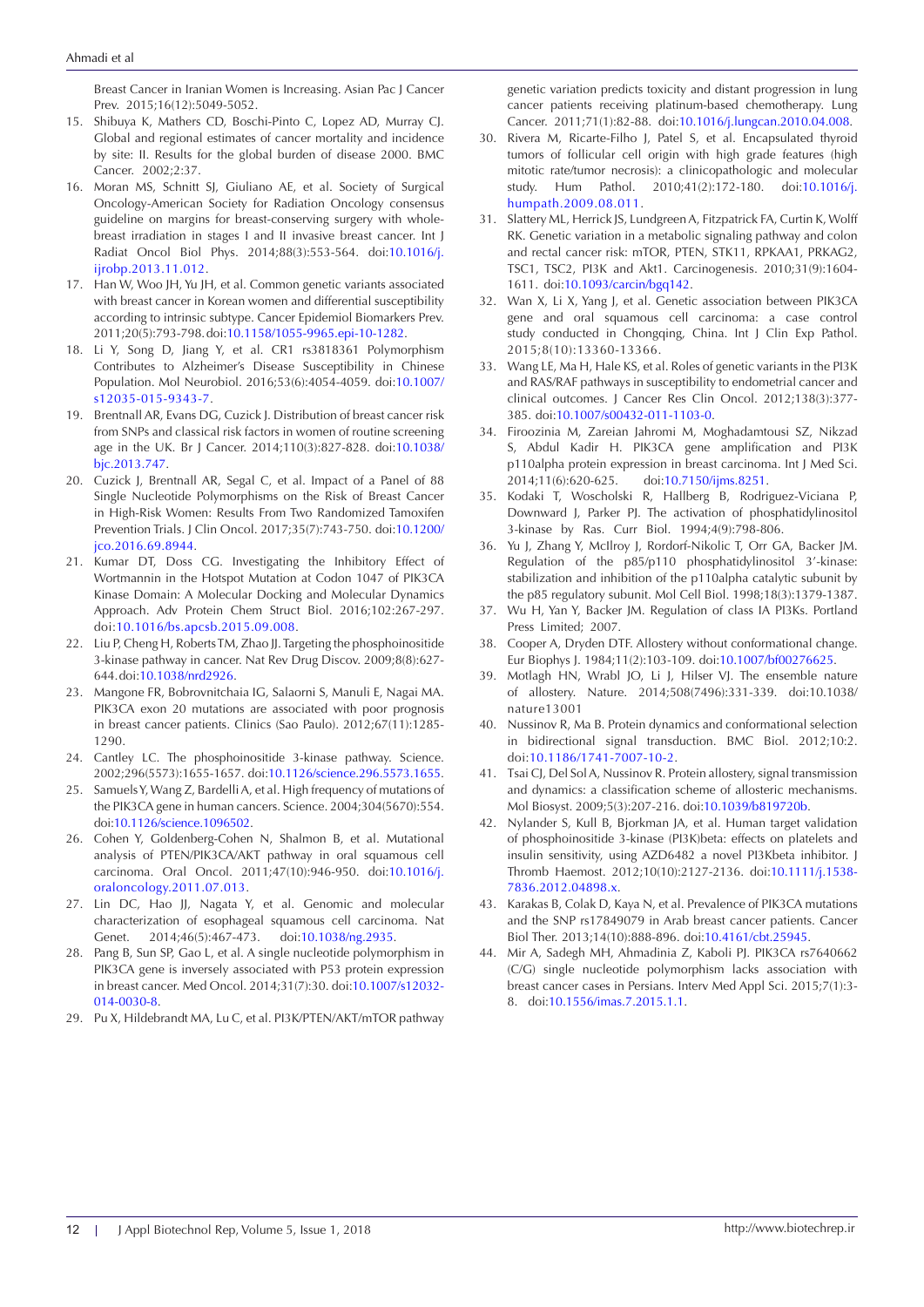Breast Cancer in Iranian Women is Increasing. Asian Pac J Cancer Prev. 2015;16(12):5049-5052.

15. Shibuya K, Mathers CD, Boschi-Pinto C, Lopez AD, Murray CJ. Global and regional estimates of cancer mortality and incidence by site: II. Results for the global burden of disease 2000. BMC Cancer. 2002;2:37.
16. Moran MS, Schnitt SJ, Giuliano AE, et al. Society of Surgical Oncology-American Society for Radiation Oncology consensus guideline on margins for breast-conserving surgery with whole-breast irradiation in stages I and II invasive breast cancer. Int J Radiat Oncol Biol Phys. 2014;88(3):553-564. doi:10.1016/j.ijrobp.2013.11.012.
17. Han W, Woo JH, Yu JH, et al. Common genetic variants associated with breast cancer in Korean women and differential susceptibility according to intrinsic subtype. Cancer Epidemiol Biomarkers Prev. 2011;20(5):793-798. doi:10.1158/1055-9965.epi-10-1282.
18. Li Y, Song D, Jiang Y, et al. CR1 rs3818361 Polymorphism Contributes to Alzheimer's Disease Susceptibility in Chinese Population. Mol Neurobiol. 2016;53(6):4054-4059. doi:10.1007/s12035-015-9343-7.
19. Brentnall AR, Evans DG, Cuzick J. Distribution of breast cancer risk from SNPs and classical risk factors in women of routine screening age in the UK. Br J Cancer. 2014;110(3):827-828. doi:10.1038/bjc.2013.747.
20. Cuzick J, Brentnall AR, Segal C, et al. Impact of a Panel of 88 Single Nucleotide Polymorphisms on the Risk of Breast Cancer in High-Risk Women: Results From Two Randomized Tamoxifen Prevention Trials. J Clin Oncol. 2017;35(7):743-750. doi:10.1200/jco.2016.69.8944.
21. Kumar DT, Doss CG. Investigating the Inhibitory Effect of Wortmannin in the Hotspot Mutation at Codon 1047 of PIK3CA Kinase Domain: A Molecular Docking and Molecular Dynamics Approach. Adv Protein Chem Struct Biol. 2016;102:267-297. doi:10.1016/bs.apcsb.2015.09.008.
22. Liu P, Cheng H, Roberts TM, Zhao JJ. Targeting the phosphoinositide 3-kinase pathway in cancer. Nat Rev Drug Discov. 2009;8(8):627-644. doi:10.1038/nrd2926.
23. Mangone FR, Bobrovnitchaia IG, Salaorni S, Manuli E, Nagai MA. PIK3CA exon 20 mutations are associated with poor prognosis in breast cancer patients. Clinics (Sao Paulo). 2012;67(11):1285-1290.
24. Cantley LC. The phosphoinositide 3-kinase pathway. Science. 2002;296(5573):1655-1657. doi:10.1126/science.296.5573.1655.
25. Samuels Y, Wang Z, Bardelli A, et al. High frequency of mutations of the PIK3CA gene in human cancers. Science. 2004;304(5670):554. doi:10.1126/science.1096502.
26. Cohen Y, Goldenberg-Cohen N, Shalmon B, et al. Mutational analysis of PTEN/PIK3CA/AKT pathway in oral squamous cell carcinoma. Oral Oncol. 2011;47(10):946-950. doi:10.1016/j.oraloncology.2011.07.013.
27. Lin DC, Hao JJ, Nagata Y, et al. Genomic and molecular characterization of esophageal squamous cell carcinoma. Nat Genet. 2014;46(5):467-473. doi:10.1038/ng.2935.
28. Pang B, Sun SP, Gao L, et al. A single nucleotide polymorphism in PIK3CA gene is inversely associated with P53 protein expression in breast cancer. Med Oncol. 2014;31(7):30. doi:10.1007/s12032-014-0030-8.
29. Pu X, Hildebrandt MA, Lu C, et al. PI3K/PTEN/AKT/mTOR pathway genetic variation predicts toxicity and distant progression in lung cancer patients receiving platinum-based chemotherapy. Lung Cancer. 2011;71(1):82-88. doi:10.1016/j.lungcan.2010.04.008.
30. Rivera M, Ricarte-Filho J, Patel S, et al. Encapsulated thyroid tumors of follicular cell origin with high grade features (high mitotic rate/tumor necrosis): a clinicopathologic and molecular study. Hum Pathol. 2010;41(2):172-180. doi:10.1016/j.humpath.2009.08.011.
31. Slattery ML, Herrick JS, Lundgreen A, Fitzpatrick FA, Curtin K, Wolff RK. Genetic variation in a metabolic signaling pathway and colon and rectal cancer risk: mTOR, PTEN, STK11, RPKAA1, PRKAG2, TSC1, TSC2, PI3K and Akt1. Carcinogenesis. 2010;31(9):1604-1611. doi:10.1093/carcin/bgq142.
32. Wan X, Li X, Yang J, et al. Genetic association between PIK3CA gene and oral squamous cell carcinoma: a case control study conducted in Chongqing, China. Int J Clin Exp Pathol. 2015;8(10):13360-13366.
33. Wang LE, Ma H, Hale KS, et al. Roles of genetic variants in the PI3K and RAS/RAF pathways in susceptibility to endometrial cancer and clinical outcomes. J Cancer Res Clin Oncol. 2012;138(3):377-385. doi:10.1007/s00432-011-1103-0.
34. Firoozinia M, Zareian Jahromi M, Moghadamtousi SZ, Nikzad S, Abdul Kadir H. PIK3CA gene amplification and PI3K p110alpha protein expression in breast carcinoma. Int J Med Sci. 2014;11(6):620-625. doi:10.7150/ijms.8251.
35. Kodaki T, Woscholski R, Hallberg B, Rodriguez-Viciana P, Downward J, Parker PJ. The activation of phosphatidylinositol 3-kinase by Ras. Curr Biol. 1994;4(9):798-806.
36. Yu J, Zhang Y, McIlroy J, Rordorf-Nikolic T, Orr GA, Backer JM. Regulation of the p85/p110 phosphatidylinositol 3'-kinase: stabilization and inhibition of the p110alpha catalytic subunit by the p85 regulatory subunit. Mol Cell Biol. 1998;18(3):1379-1387.
37. Wu H, Yan Y, Backer JM. Regulation of class IA PI3Ks. Portland Press Limited; 2007.
38. Cooper A, Dryden DTF. Allostery without conformational change. Eur Biophys J. 1984;11(2):103-109. doi:10.1007/bf00276625.
39. Motlagh HN, Wrabl JO, Li J, Hilser VJ. The ensemble nature of allostery. Nature. 2014;508(7496):331-339. doi:10.1038/nature13001
40. Nussinov R, Ma B. Protein dynamics and conformational selection in bidirectional signal transduction. BMC Biol. 2012;10:2. doi:10.1186/1741-7007-10-2.
41. Tsai CJ, Del Sol A, Nussinov R. Protein allostery, signal transmission and dynamics: a classification scheme of allosteric mechanisms. Mol Biosyst. 2009;5(3):207-216. doi:10.1039/b819720b.
42. Nylander S, Kull B, Bjorkman JA, et al. Human target validation of phosphoinositide 3-kinase (PI3K)beta: effects on platelets and insulin sensitivity, using AZD6482 a novel PI3Kbeta inhibitor. J Thromb Haemost. 2012;10(10):2127-2136. doi:10.1111/j.1538-7836.2012.04898.x.
43. Karakas B, Colak D, Kaya N, et al. Prevalence of PIK3CA mutations and the SNP rs17849079 in Arab breast cancer patients. Cancer Biol Ther. 2013;14(10):888-896. doi:10.4161/cbt.25945.
44. Mir A, Sadegh MH, Ahmadinia Z, Kaboli PJ. PIK3CA rs7640662 (C/G) single nucleotide polymorphism lacks association with breast cancer cases in Persians. Interv Med Appl Sci. 2015;7(1):3-8. doi:10.1556/imas.7.2015.1.1.